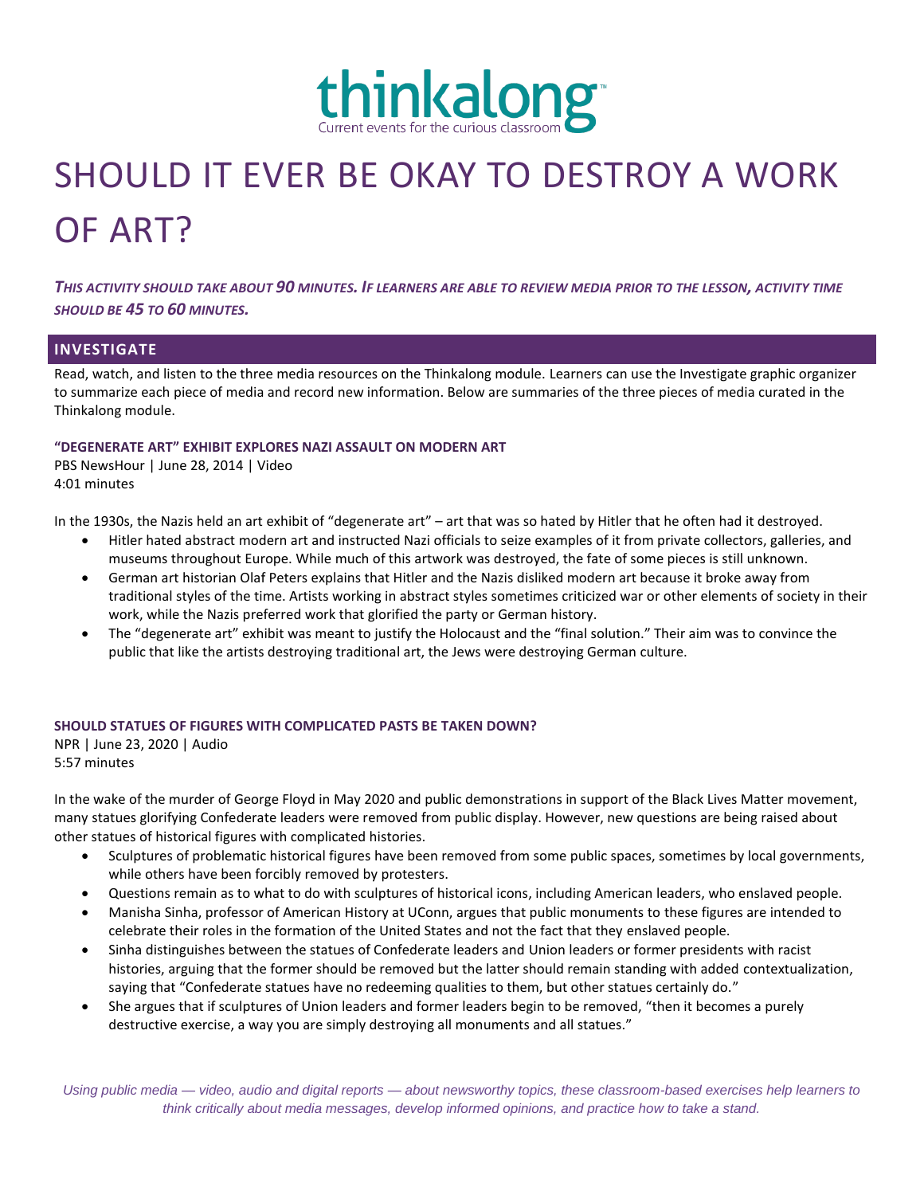# thinkalong

Current events for the curious classroom

# SHOULD IT EVER BE OKAY TO DESTROY A WORK OF ART?

***This activity should take about 90 minutes. If learners are able to review media prior to the lesson, activity time should be 45 to 60 minutes.***

## INVESTIGATE

Read, watch, and listen to the three media resources on the Thinkalong module. Learners can use the Investigate graphic organizer to summarize each piece of media and record new information. Below are summaries of the three pieces of media curated in the Thinkalong module.

### "DEGENERATE ART" EXHIBIT EXPLORES NAZI ASSAULT ON MODERN ART

PBS NewsHour | June 28, 2014 | Video
4:01 minutes

In the 1930s, the Nazis held an art exhibit of "degenerate art" – art that was so hated by Hitler that he often had it destroyed.

- Hitler hated abstract modern art and instructed Nazi officials to seize examples of it from private collectors, galleries, and museums throughout Europe. While much of this artwork was destroyed, the fate of some pieces is still unknown.
- German art historian Olaf Peters explains that Hitler and the Nazis disliked modern art because it broke away from traditional styles of the time. Artists working in abstract styles sometimes criticized war or other elements of society in their work, while the Nazis preferred work that glorified the party or German history.
- The "degenerate art" exhibit was meant to justify the Holocaust and the "final solution." Their aim was to convince the public that like the artists destroying traditional art, the Jews were destroying German culture.

### SHOULD STATUES OF FIGURES WITH COMPLICATED PASTS BE TAKEN DOWN?

NPR | June 23, 2020 | Audio
5:57 minutes

In the wake of the murder of George Floyd in May 2020 and public demonstrations in support of the Black Lives Matter movement, many statues glorifying Confederate leaders were removed from public display. However, new questions are being raised about other statues of historical figures with complicated histories.

- Sculptures of problematic historical figures have been removed from some public spaces, sometimes by local governments, while others have been forcibly removed by protesters.
- Questions remain as to what to do with sculptures of historical icons, including American leaders, who enslaved people.
- Manisha Sinha, professor of American History at UConn, argues that public monuments to these figures are intended to celebrate their roles in the formation of the United States and not the fact that they enslaved people.
- Sinha distinguishes between the statues of Confederate leaders and Union leaders or former presidents with racist histories, arguing that the former should be removed but the latter should remain standing with added contextualization, saying that "Confederate statues have no redeeming qualities to them, but other statues certainly do."
- She argues that if sculptures of Union leaders and former leaders begin to be removed, "then it becomes a purely destructive exercise, a way you are simply destroying all monuments and all statues."

*Using public media — video, audio and digital reports — about newsworthy topics, these classroom-based exercises help learners to think critically about media messages, develop informed opinions, and practice how to take a stand.*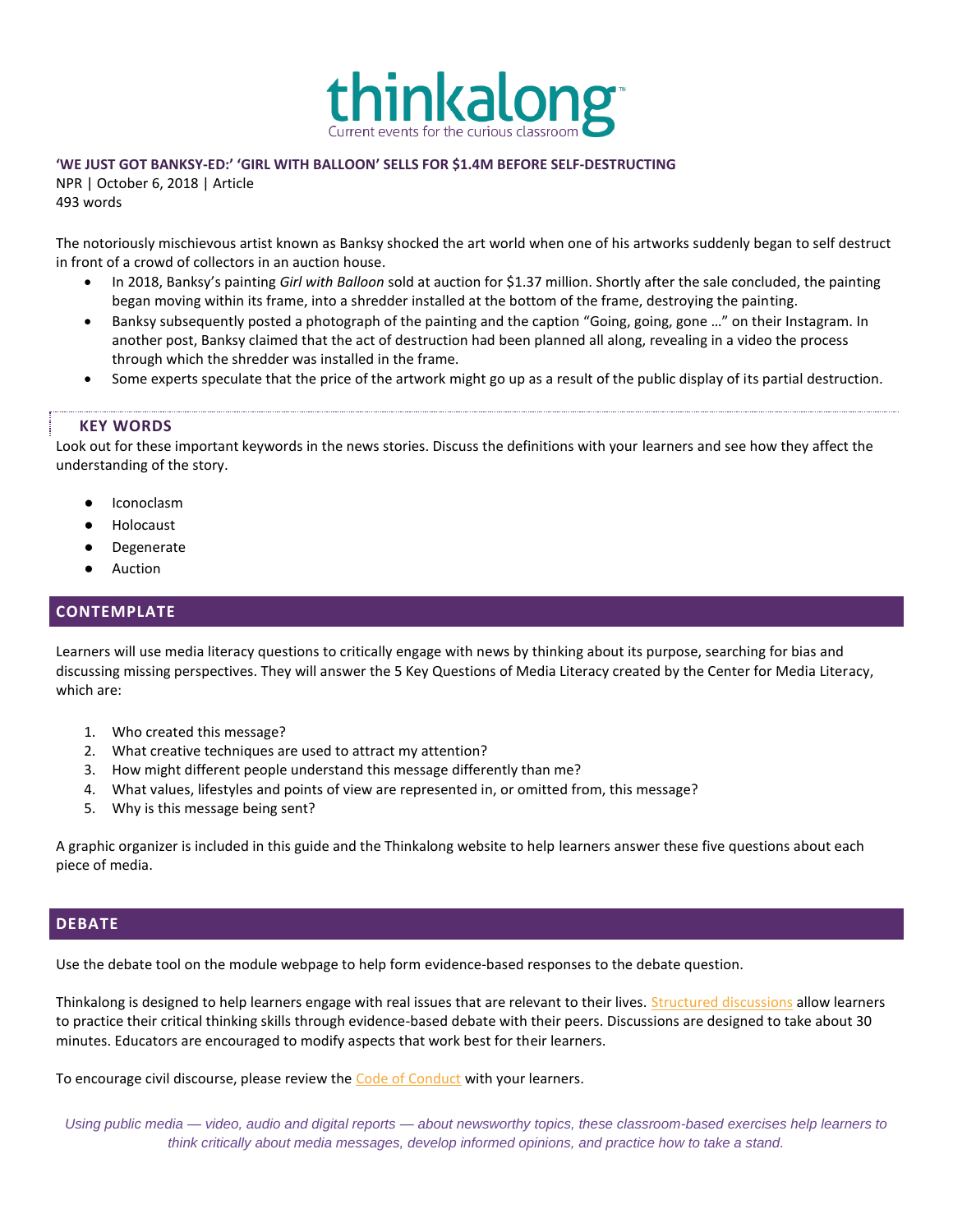# thinkalong

Current events for the curious classroom

**'WE JUST GOT BANKSY-ED:' 'GIRL WITH BALLOON' SELLS FOR $1.4M BEFORE SELF-DESTRUCTING**

NPR | October 6, 2018 | Article
493 words

The notoriously mischievous artist known as Banksy shocked the art world when one of his artworks suddenly began to self destruct in front of a crowd of collectors in an auction house.

- In 2018, Banksy's painting *Girl with Balloon* sold at auction for $1.37 million. Shortly after the sale concluded, the painting began moving within its frame, into a shredder installed at the bottom of the frame, destroying the painting.
- Banksy subsequently posted a photograph of the painting and the caption "Going, going, gone …" on their Instagram. In another post, Banksy claimed that the act of destruction had been planned all along, revealing in a video the process through which the shredder was installed in the frame.
- Some experts speculate that the price of the artwork might go up as a result of the public display of its partial destruction.

## KEY WORDS

Look out for these important keywords in the news stories. Discuss the definitions with your learners and see how they affect the understanding of the story.

- Iconoclasm
- Holocaust
- Degenerate
- Auction

## CONTEMPLATE

Learners will use media literacy questions to critically engage with news by thinking about its purpose, searching for bias and discussing missing perspectives. They will answer the 5 Key Questions of Media Literacy created by the Center for Media Literacy, which are:

1. Who created this message?
2. What creative techniques are used to attract my attention?
3. How might different people understand this message differently than me?
4. What values, lifestyles and points of view are represented in, or omitted from, this message?
5. Why is this message being sent?

A graphic organizer is included in this guide and the Thinkalong website to help learners answer these five questions about each piece of media.

## DEBATE

Use the debate tool on the module webpage to help form evidence-based responses to the debate question.

Thinkalong is designed to help learners engage with real issues that are relevant to their lives. Structured discussions allow learners to practice their critical thinking skills through evidence-based debate with their peers. Discussions are designed to take about 30 minutes. Educators are encouraged to modify aspects that work best for their learners.

To encourage civil discourse, please review the Code of Conduct with your learners.

*Using public media — video, audio and digital reports — about newsworthy topics, these classroom-based exercises help learners to think critically about media messages, develop informed opinions, and practice how to take a stand.*